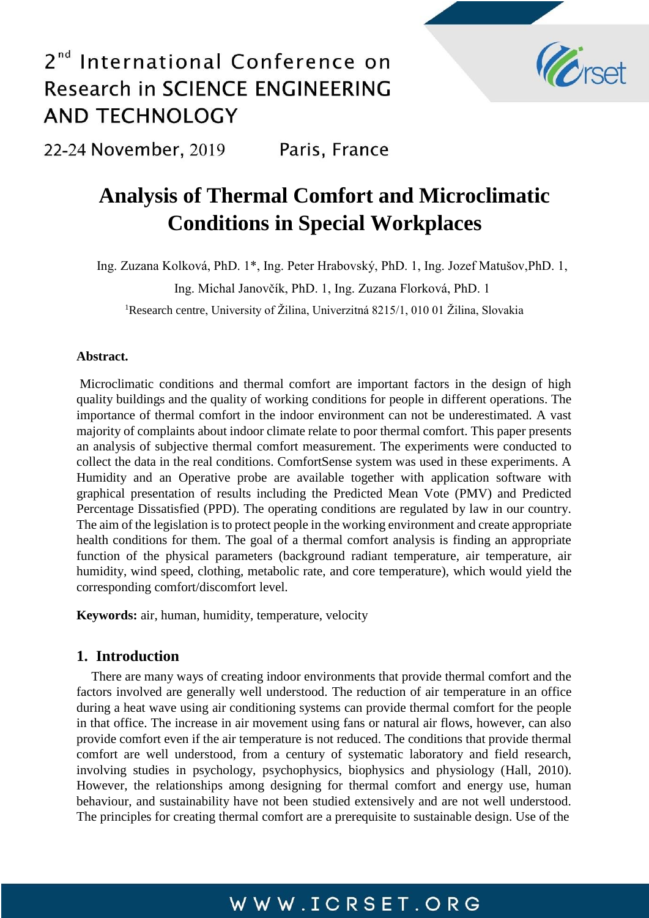# Analysis of Thermal Comfort and Microclimatic Conditions in Special Workplaces

Ing. Zuzana Kolková, PhD. 1*, Ing. Peter Hrabovský, PhD. 1, Ing. Jozef Matušov,PhD. 1, Ing. Michal Janovčík, PhD. 1, Ing. Zuzana Florková, PhD. 1

[1]Research centre, University of Žilina, Univerzitná 8215/1, 010 01 Žilina, Slovakia

**Abstract.**

Microclimatic conditions and thermal comfort are important factors in the design of high quality buildings and the quality of working conditions for people in different operations. The importance of thermal comfort in the indoor environment can not be underestimated. A vast majority of complaints about indoor climate relate to poor thermal comfort. This paper presents an analysis of subjective thermal comfort measurement. The experiments were conducted to collect the data in the real conditions. ComfortSense system was used in these experiments. A Humidity and an Operative probe are available together with application software with graphical presentation of results including the Predicted Mean Vote (PMV) and Predicted Percentage Dissatisfied (PPD). The operating conditions are regulated by law in our country. The aim of the legislation is to protect people in the working environment and create appropriate health conditions for them. The goal of a thermal comfort analysis is finding an appropriate function of the physical parameters (background radiant temperature, air temperature, air humidity, wind speed, clothing, metabolic rate, and core temperature), which would yield the corresponding comfort/discomfort level.

**Keywords:** air, human, humidity, temperature, velocity

## 1. Introduction

There are many ways of creating indoor environments that provide thermal comfort and the factors involved are generally well understood. The reduction of air temperature in an office during a heat wave using air conditioning systems can provide thermal comfort for the people in that office. The increase in air movement using fans or natural air flows, however, can also provide comfort even if the air temperature is not reduced. The conditions that provide thermal comfort are well understood, from a century of systematic laboratory and field research, involving studies in psychology, psychophysics, biophysics and physiology (Hall, 2010). However, the relationships among designing for thermal comfort and energy use, human behaviour, and sustainability have not been studied extensively and are not well understood. The principles for creating thermal comfort are a prerequisite to sustainable design. Use of the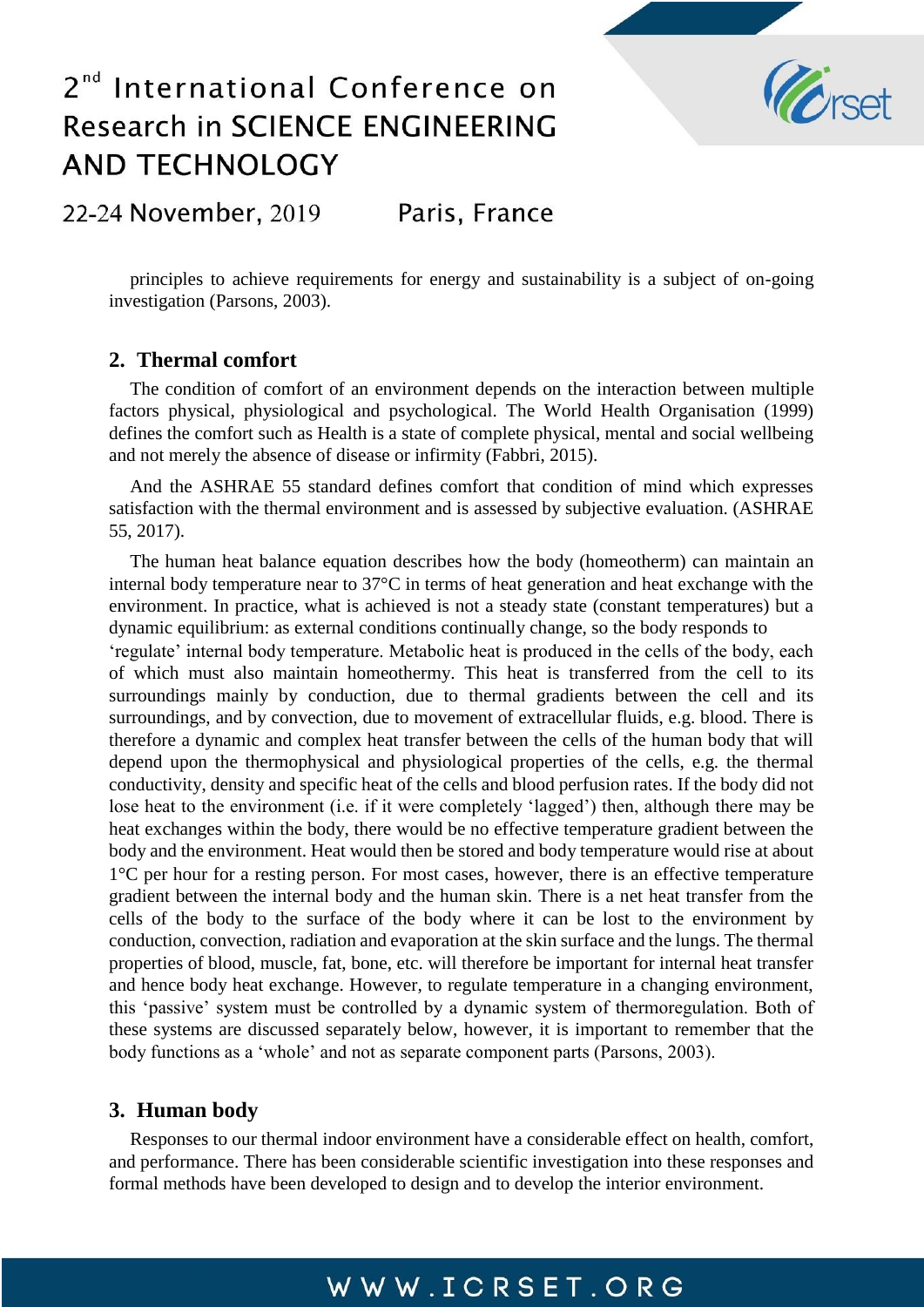principles to achieve requirements for energy and sustainability is a subject of on-going investigation (Parsons, 2003).

## 2. Thermal comfort

The condition of comfort of an environment depends on the interaction between multiple factors physical, physiological and psychological. The World Health Organisation (1999) defines the comfort such as Health is a state of complete physical, mental and social wellbeing and not merely the absence of disease or infirmity (Fabbri, 2015).

And the ASHRAE 55 standard defines comfort that condition of mind which expresses satisfaction with the thermal environment and is assessed by subjective evaluation. (ASHRAE 55, 2017).

The human heat balance equation describes how the body (homeotherm) can maintain an internal body temperature near to 37°C in terms of heat generation and heat exchange with the environment. In practice, what is achieved is not a steady state (constant temperatures) but a dynamic equilibrium: as external conditions continually change, so the body responds to 'regulate' internal body temperature. Metabolic heat is produced in the cells of the body, each of which must also maintain homeothermy. This heat is transferred from the cell to its surroundings mainly by conduction, due to thermal gradients between the cell and its surroundings, and by convection, due to movement of extracellular fluids, e.g. blood. There is therefore a dynamic and complex heat transfer between the cells of the human body that will depend upon the thermophysical and physiological properties of the cells, e.g. the thermal conductivity, density and specific heat of the cells and blood perfusion rates. If the body did not lose heat to the environment (i.e. if it were completely 'lagged') then, although there may be heat exchanges within the body, there would be no effective temperature gradient between the body and the environment. Heat would then be stored and body temperature would rise at about 1°C per hour for a resting person. For most cases, however, there is an effective temperature gradient between the internal body and the human skin. There is a net heat transfer from the cells of the body to the surface of the body where it can be lost to the environment by conduction, convection, radiation and evaporation at the skin surface and the lungs. The thermal properties of blood, muscle, fat, bone, etc. will therefore be important for internal heat transfer and hence body heat exchange. However, to regulate temperature in a changing environment, this 'passive' system must be controlled by a dynamic system of thermoregulation. Both of these systems are discussed separately below, however, it is important to remember that the body functions as a 'whole' and not as separate component parts (Parsons, 2003).

## 3. Human body

Responses to our thermal indoor environment have a considerable effect on health, comfort, and performance. There has been considerable scientific investigation into these responses and formal methods have been developed to design and to develop the interior environment.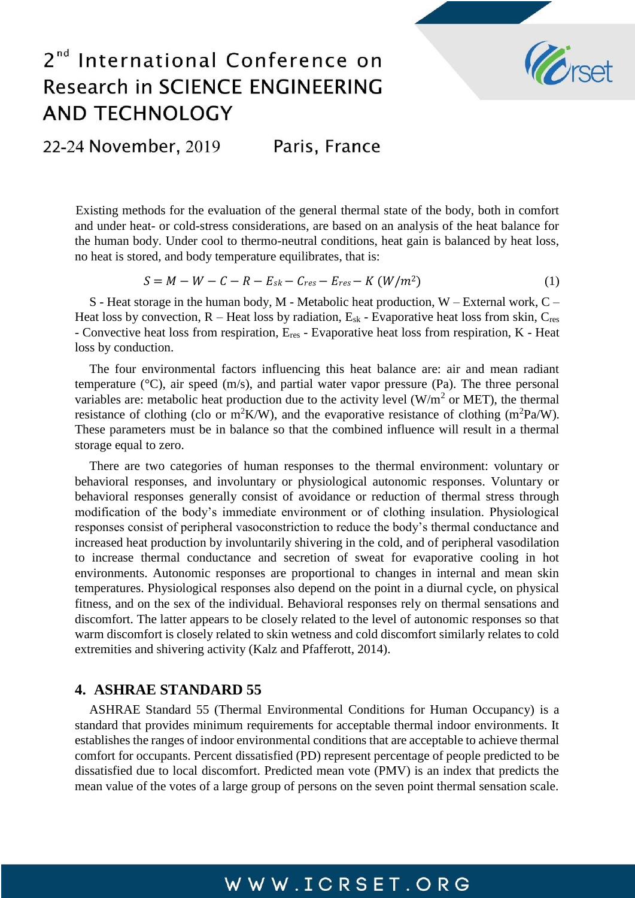Existing methods for the evaluation of the general thermal state of the body, both in comfort and under heat- or cold-stress considerations, are based on an analysis of the heat balance for the human body. Under cool to thermo-neutral conditions, heat gain is balanced by heat loss, no heat is stored, and body temperature equilibrates, that is:

$$S = M - W - C - R - E_{sk} - C_{res} - E_{res} - K \ (W/m^2) \tag{1}$$

S - Heat storage in the human body, M - Metabolic heat production, W – External work, C – Heat loss by convection, R – Heat loss by radiation, $E_{sk}$ - Evaporative heat loss from skin, $C_{res}$ - Convective heat loss from respiration, $E_{res}$ - Evaporative heat loss from respiration, K - Heat loss by conduction.

The four environmental factors influencing this heat balance are: air and mean radiant temperature (°C), air speed (m/s), and partial water vapor pressure (Pa). The three personal variables are: metabolic heat production due to the activity level ($W/m^2$ or MET), the thermal resistance of clothing (clo or $m^2K/W$), and the evaporative resistance of clothing ($m^2Pa/W$). These parameters must be in balance so that the combined influence will result in a thermal storage equal to zero.

There are two categories of human responses to the thermal environment: voluntary or behavioral responses, and involuntary or physiological autonomic responses. Voluntary or behavioral responses generally consist of avoidance or reduction of thermal stress through modification of the body's immediate environment or of clothing insulation. Physiological responses consist of peripheral vasoconstriction to reduce the body's thermal conductance and increased heat production by involuntarily shivering in the cold, and of peripheral vasodilation to increase thermal conductance and secretion of sweat for evaporative cooling in hot environments. Autonomic responses are proportional to changes in internal and mean skin temperatures. Physiological responses also depend on the point in a diurnal cycle, on physical fitness, and on the sex of the individual. Behavioral responses rely on thermal sensations and discomfort. The latter appears to be closely related to the level of autonomic responses so that warm discomfort is closely related to skin wetness and cold discomfort similarly relates to cold extremities and shivering activity (Kalz and Pfafferott, 2014).

## 4. ASHRAE STANDARD 55

ASHRAE Standard 55 (Thermal Environmental Conditions for Human Occupancy) is a standard that provides minimum requirements for acceptable thermal indoor environments. It establishes the ranges of indoor environmental conditions that are acceptable to achieve thermal comfort for occupants. Percent dissatisfied (PD) represent percentage of people predicted to be dissatisfied due to local discomfort. Predicted mean vote (PMV) is an index that predicts the mean value of the votes of a large group of persons on the seven point thermal sensation scale.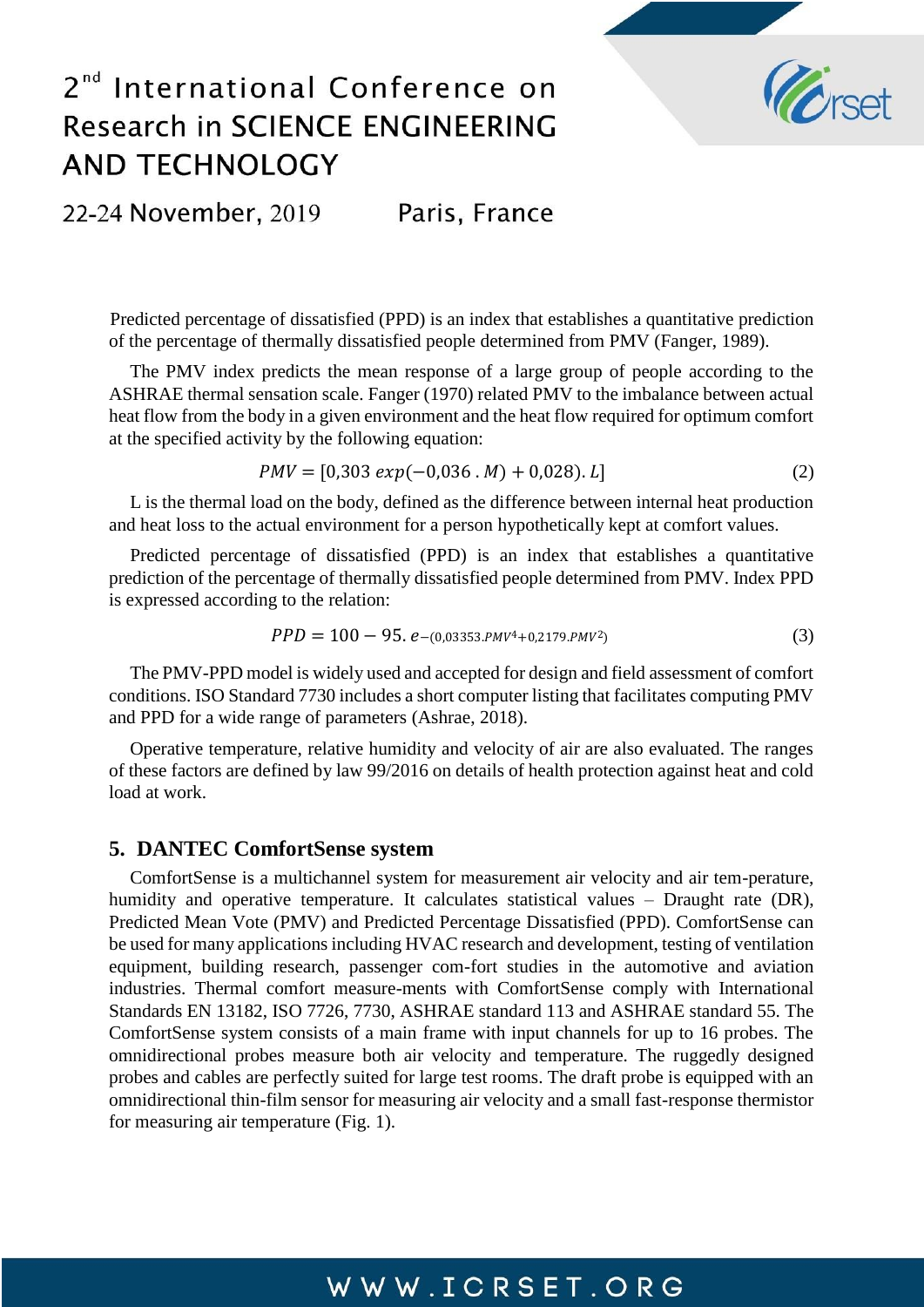Predicted percentage of dissatisfied (PPD) is an index that establishes a quantitative prediction of the percentage of thermally dissatisfied people determined from PMV (Fanger, 1989).

The PMV index predicts the mean response of a large group of people according to the ASHRAE thermal sensation scale. Fanger (1970) related PMV to the imbalance between actual heat flow from the body in a given environment and the heat flow required for optimum comfort at the specified activity by the following equation:

$$PMV = [0{,}303\ exp(-0{,}036\ .\ M) + 0{,}028).\ L] \tag{2}$$

L is the thermal load on the body, defined as the difference between internal heat production and heat loss to the actual environment for a person hypothetically kept at comfort values.

Predicted percentage of dissatisfied (PPD) is an index that establishes a quantitative prediction of the percentage of thermally dissatisfied people determined from PMV. Index PPD is expressed according to the relation:

$$PPD = 100 - 95.\ e^{-(0{,}03353.PMV^4 + 0{,}2179.PMV^2)} \tag{3}$$

The PMV-PPD model is widely used and accepted for design and field assessment of comfort conditions. ISO Standard 7730 includes a short computer listing that facilitates computing PMV and PPD for a wide range of parameters (Ashrae, 2018).

Operative temperature, relative humidity and velocity of air are also evaluated. The ranges of these factors are defined by law 99/2016 on details of health protection against heat and cold load at work.

## 5. DANTEC ComfortSense system

ComfortSense is a multichannel system for measurement air velocity and air tem-perature, humidity and operative temperature. It calculates statistical values – Draught rate (DR), Predicted Mean Vote (PMV) and Predicted Percentage Dissatisfied (PPD). ComfortSense can be used for many applications including HVAC research and development, testing of ventilation equipment, building research, passenger com-fort studies in the automotive and aviation industries. Thermal comfort measure-ments with ComfortSense comply with International Standards EN 13182, ISO 7726, 7730, ASHRAE standard 113 and ASHRAE standard 55. The ComfortSense system consists of a main frame with input channels for up to 16 probes. The omnidirectional probes measure both air velocity and temperature. The ruggedly designed probes and cables are perfectly suited for large test rooms. The draft probe is equipped with an omnidirectional thin-film sensor for measuring air velocity and a small fast-response thermistor for measuring air temperature (Fig. 1).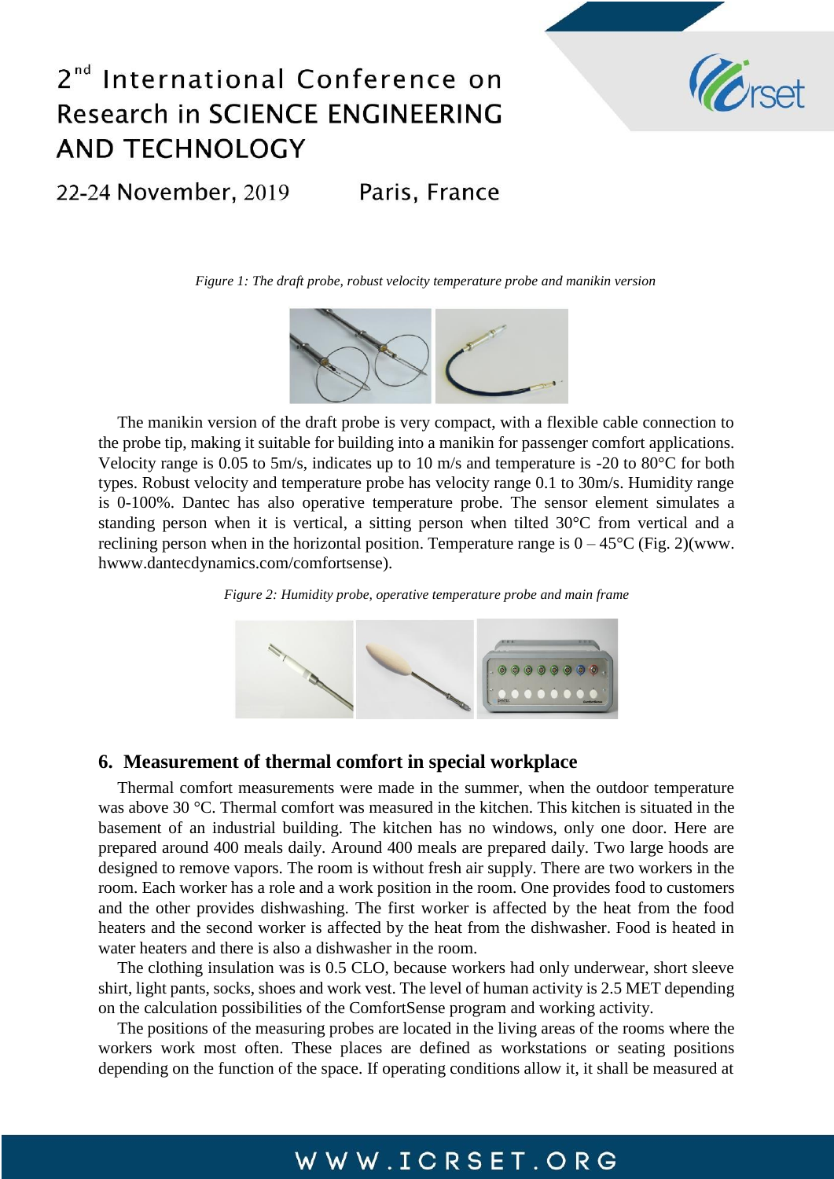*Figure 1: The draft probe, robust velocity temperature probe and manikin version*

The manikin version of the draft probe is very compact, with a flexible cable connection to the probe tip, making it suitable for building into a manikin for passenger comfort applications. Velocity range is 0.05 to 5m/s, indicates up to 10 m/s and temperature is -20 to 80°C for both types. Robust velocity and temperature probe has velocity range 0.1 to 30m/s. Humidity range is 0-100%. Dantec has also operative temperature probe. The sensor element simulates a standing person when it is vertical, a sitting person when tilted 30°C from vertical and a reclining person when in the horizontal position. Temperature range is 0 – 45°C (Fig. 2)(www. hwww.dantecdynamics.com/comfortsense).

*Figure 2: Humidity probe, operative temperature probe and main frame*

## 6. Measurement of thermal comfort in special workplace

Thermal comfort measurements were made in the summer, when the outdoor temperature was above 30 °C. Thermal comfort was measured in the kitchen. This kitchen is situated in the basement of an industrial building. The kitchen has no windows, only one door. Here are prepared around 400 meals daily. Around 400 meals are prepared daily. Two large hoods are designed to remove vapors. The room is without fresh air supply. There are two workers in the room. Each worker has a role and a work position in the room. One provides food to customers and the other provides dishwashing. The first worker is affected by the heat from the food heaters and the second worker is affected by the heat from the dishwasher. Food is heated in water heaters and there is also a dishwasher in the room.

The clothing insulation was is 0.5 CLO, because workers had only underwear, short sleeve shirt, light pants, socks, shoes and work vest. The level of human activity is 2.5 MET depending on the calculation possibilities of the ComfortSense program and working activity.

The positions of the measuring probes are located in the living areas of the rooms where the workers work most often. These places are defined as workstations or seating positions depending on the function of the space. If operating conditions allow it, it shall be measured at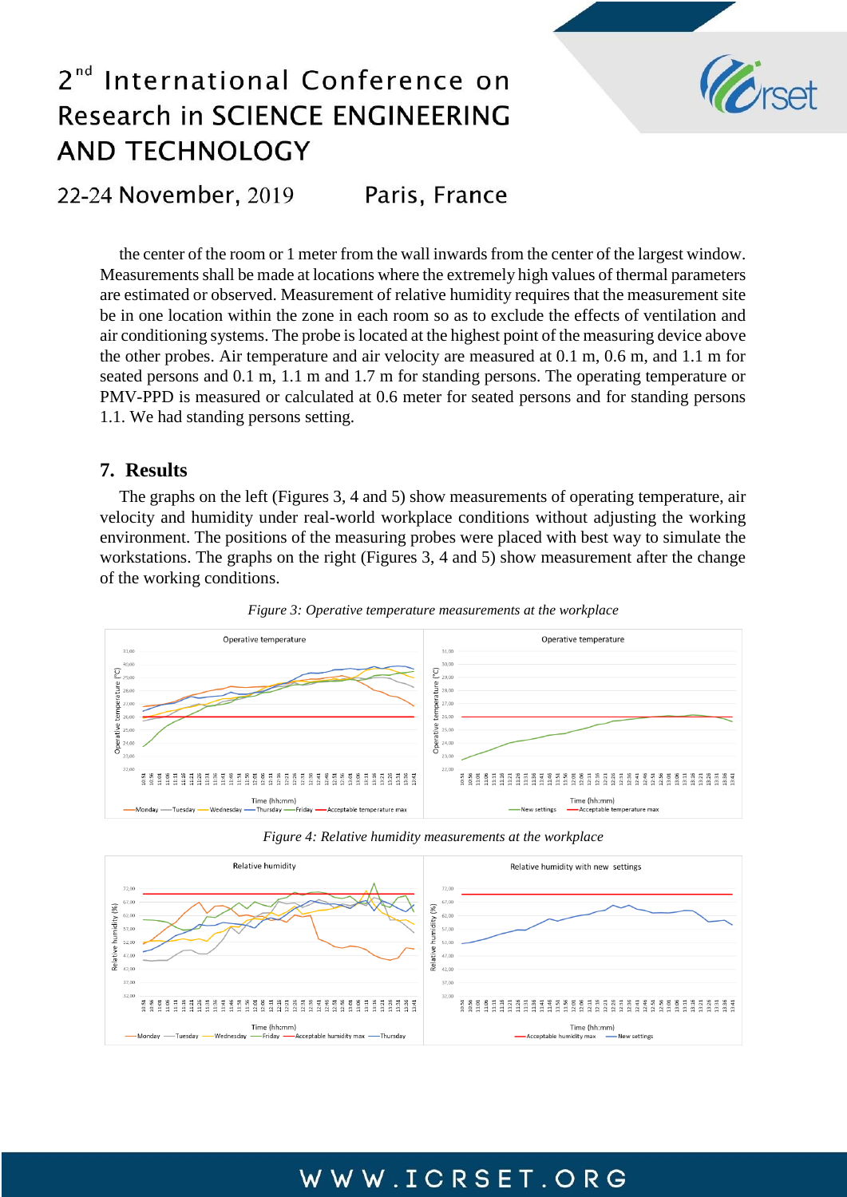the center of the room or 1 meter from the wall inwards from the center of the largest window. Measurements shall be made at locations where the extremely high values of thermal parameters are estimated or observed. Measurement of relative humidity requires that the measurement site be in one location within the zone in each room so as to exclude the effects of ventilation and air conditioning systems. The probe is located at the highest point of the measuring device above the other probes. Air temperature and air velocity are measured at 0.1 m, 0.6 m, and 1.1 m for seated persons and 0.1 m, 1.1 m and 1.7 m for standing persons. The operating temperature or PMV-PPD is measured or calculated at 0.6 meter for seated persons and for standing persons 1.1. We had standing persons setting.

## 7. Results

The graphs on the left (Figures 3, 4 and 5) show measurements of operating temperature, air velocity and humidity under real-world workplace conditions without adjusting the working environment. The positions of the measuring probes were placed with best way to simulate the workstations. The graphs on the right (Figures 3, 4 and 5) show measurement after the change of the working conditions.

*Figure 3: Operative temperature measurements at the workplace*

*Figure 4: Relative humidity measurements at the workplace*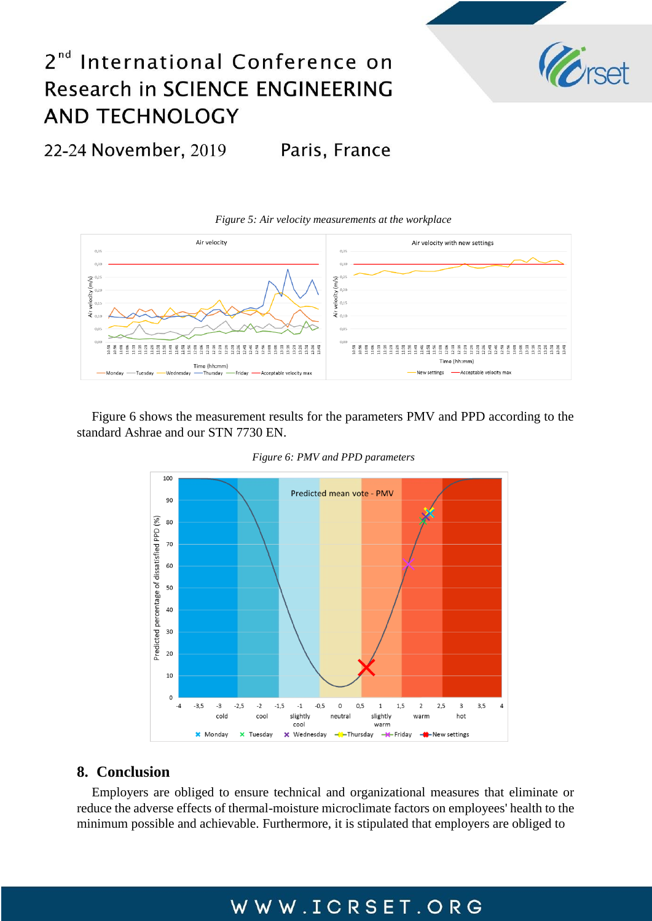*Figure 5: Air velocity measurements at the workplace*

Figure 6 shows the measurement results for the parameters PMV and PPD according to the standard Ashrae and our STN 7730 EN.

*Figure 6: PMV and PPD parameters*

## 8. Conclusion

Employers are obliged to ensure technical and organizational measures that eliminate or reduce the adverse effects of thermal-moisture microclimate factors on employees' health to the minimum possible and achievable. Furthermore, it is stipulated that employers are obliged to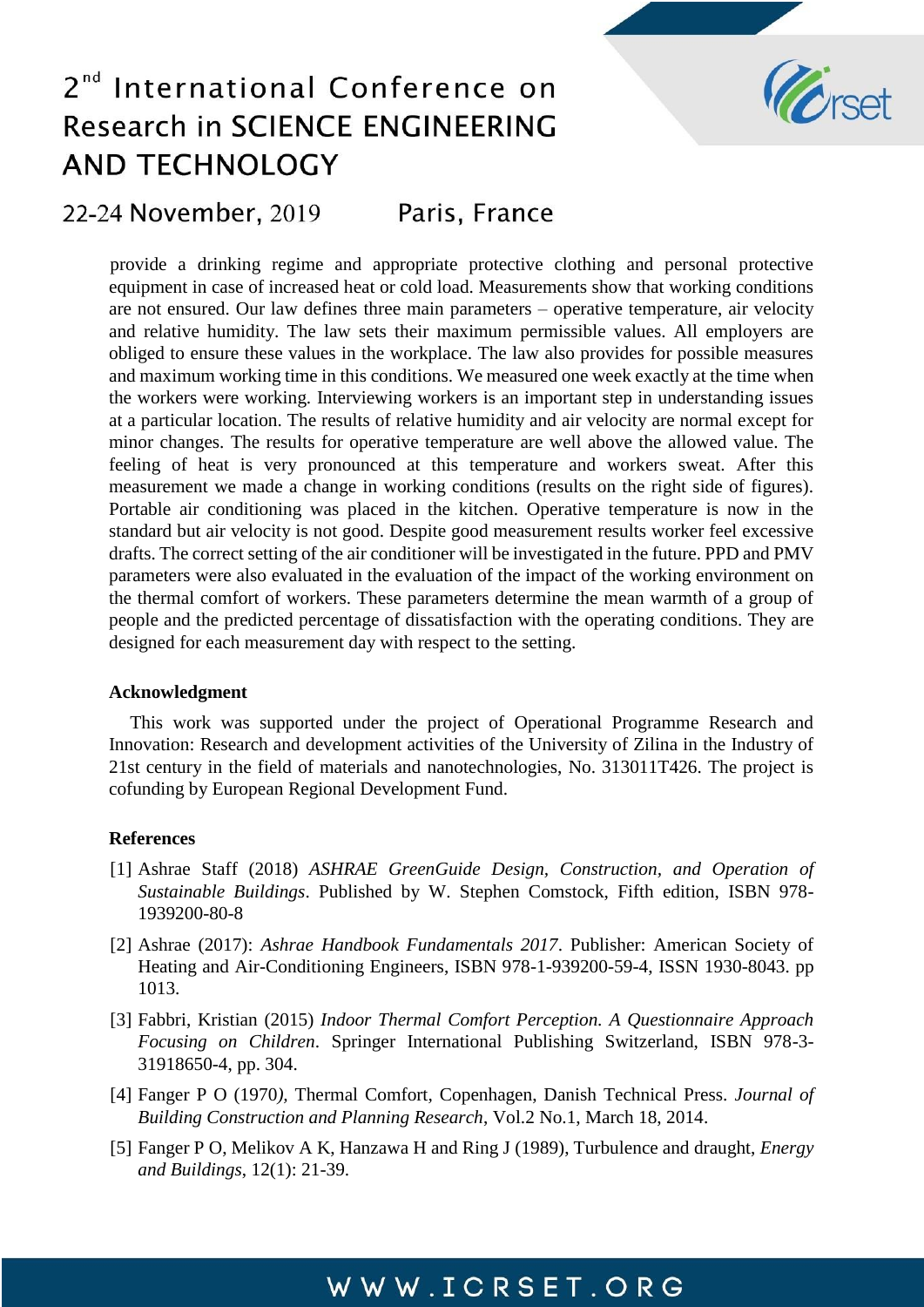provide a drinking regime and appropriate protective clothing and personal protective equipment in case of increased heat or cold load. Measurements show that working conditions are not ensured. Our law defines three main parameters – operative temperature, air velocity and relative humidity. The law sets their maximum permissible values. All employers are obliged to ensure these values in the workplace. The law also provides for possible measures and maximum working time in this conditions. We measured one week exactly at the time when the workers were working. Interviewing workers is an important step in understanding issues at a particular location. The results of relative humidity and air velocity are normal except for minor changes. The results for operative temperature are well above the allowed value. The feeling of heat is very pronounced at this temperature and workers sweat. After this measurement we made a change in working conditions (results on the right side of figures). Portable air conditioning was placed in the kitchen. Operative temperature is now in the standard but air velocity is not good. Despite good measurement results worker feel excessive drafts. The correct setting of the air conditioner will be investigated in the future. PPD and PMV parameters were also evaluated in the evaluation of the impact of the working environment on the thermal comfort of workers. These parameters determine the mean warmth of a group of people and the predicted percentage of dissatisfaction with the operating conditions. They are designed for each measurement day with respect to the setting.

**Acknowledgment**

This work was supported under the project of Operational Programme Research and Innovation: Research and development activities of the University of Zilina in the Industry of 21st century in the field of materials and nanotechnologies, No. 313011T426. The project is cofunding by European Regional Development Fund.

**References**

[1] Ashrae Staff (2018) *ASHRAE GreenGuide Design, Construction, and Operation of Sustainable Buildings*. Published by W. Stephen Comstock, Fifth edition, ISBN 978-1939200-80-8

[2] Ashrae (2017): *Ashrae Handbook Fundamentals 2017*. Publisher: American Society of Heating and Air-Conditioning Engineers, ISBN 978-1-939200-59-4, ISSN 1930-8043. pp 1013.

[3] Fabbri, Kristian (2015) *Indoor Thermal Comfort Perception. A Questionnaire Approach Focusing on Children*. Springer International Publishing Switzerland, ISBN 978-3-31918650-4, pp. 304.

[4] Fanger P O (1970), Thermal Comfort, Copenhagen, Danish Technical Press. *Journal of Building Construction and Planning Research*, Vol.2 No.1, March 18, 2014.

[5] Fanger P O, Melikov A K, Hanzawa H and Ring J (1989), Turbulence and draught, *Energy and Buildings*, 12(1): 21-39.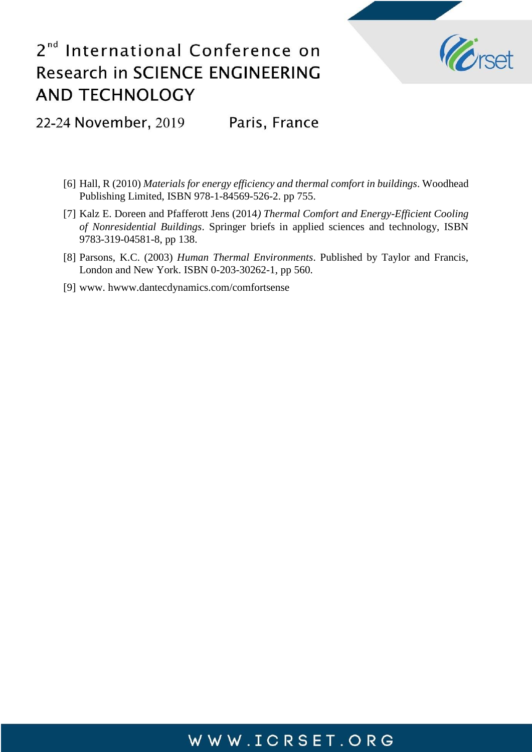[6] Hall, R (2010) *Materials for energy efficiency and thermal comfort in buildings*. Woodhead Publishing Limited, ISBN 978-1-84569-526-2. pp 755.

[7] Kalz E. Doreen and Pfafferott Jens (2014*) Thermal Comfort and Energy-Efficient Cooling of Nonresidential Buildings*. Springer briefs in applied sciences and technology, ISBN 9783-319-04581-8, pp 138.

[8] Parsons, K.C. (2003) *Human Thermal Environments*. Published by Taylor and Francis, London and New York. ISBN 0-203-30262-1, pp 560.

[9] www. hwww.dantecdynamics.com/comfortsense